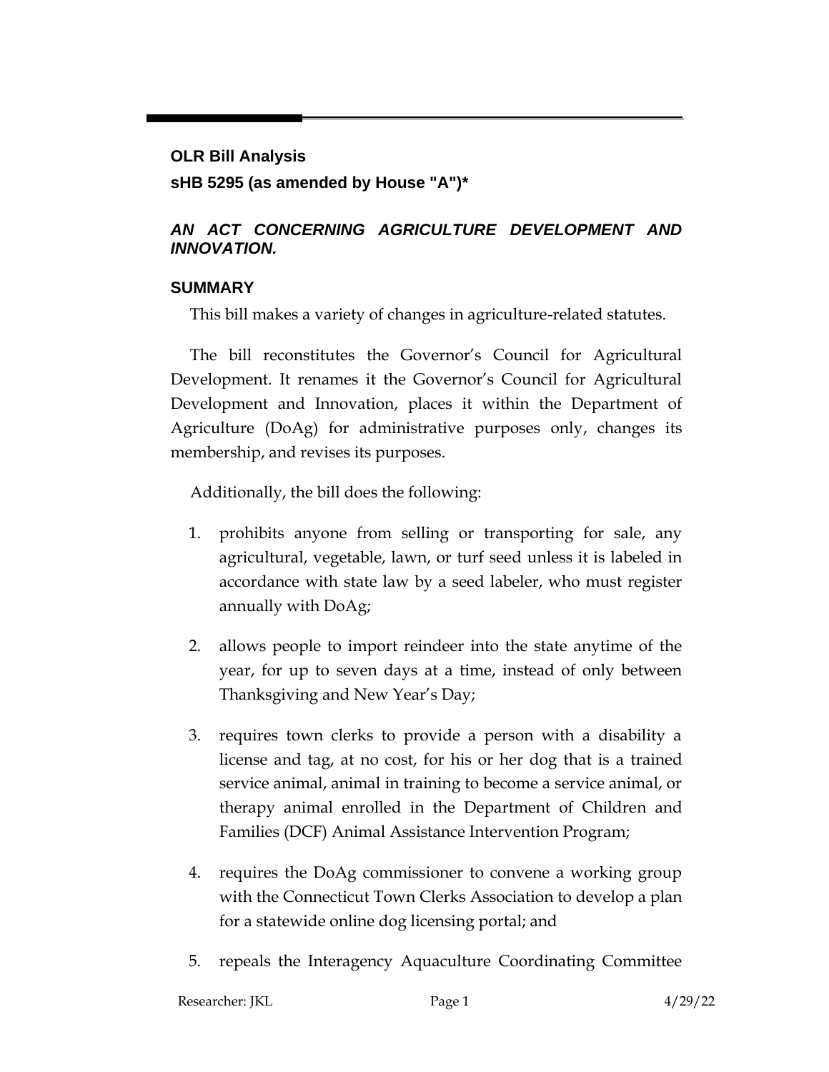**OLR Bill Analysis**

**sHB 5295 (as amended by House "A")***

## *AN ACT CONCERNING AGRICULTURE DEVELOPMENT AND INNOVATION.*

### SUMMARY

This bill makes a variety of changes in agriculture-related statutes.

The bill reconstitutes the Governor's Council for Agricultural Development. It renames it the Governor's Council for Agricultural Development and Innovation, places it within the Department of Agriculture (DoAg) for administrative purposes only, changes its membership, and revises its purposes.

Additionally, the bill does the following:

1. prohibits anyone from selling or transporting for sale, any agricultural, vegetable, lawn, or turf seed unless it is labeled in accordance with state law by a seed labeler, who must register annually with DoAg;
2. allows people to import reindeer into the state anytime of the year, for up to seven days at a time, instead of only between Thanksgiving and New Year's Day;
3. requires town clerks to provide a person with a disability a license and tag, at no cost, for his or her dog that is a trained service animal, animal in training to become a service animal, or therapy animal enrolled in the Department of Children and Families (DCF) Animal Assistance Intervention Program;
4. requires the DoAg commissioner to convene a working group with the Connecticut Town Clerks Association to develop a plan for a statewide online dog licensing portal; and
5. repeals the Interagency Aquaculture Coordinating Committee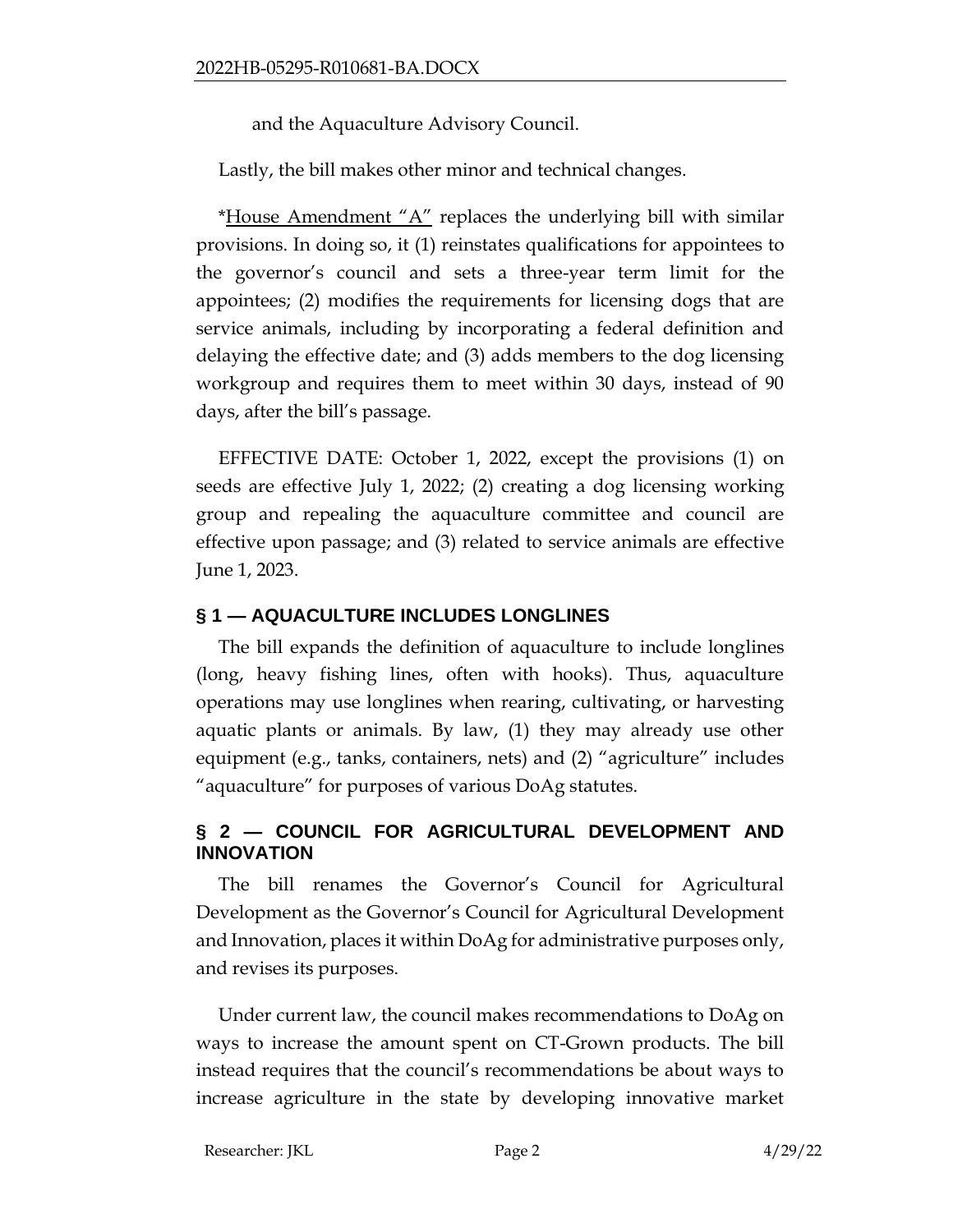and the Aquaculture Advisory Council.

Lastly, the bill makes other minor and technical changes.

*House Amendment "A" replaces the underlying bill with similar provisions. In doing so, it (1) reinstates qualifications for appointees to the governor's council and sets a three-year term limit for the appointees; (2) modifies the requirements for licensing dogs that are service animals, including by incorporating a federal definition and delaying the effective date; and (3) adds members to the dog licensing workgroup and requires them to meet within 30 days, instead of 90 days, after the bill's passage.

EFFECTIVE DATE: October 1, 2022, except the provisions (1) on seeds are effective July 1, 2022; (2) creating a dog licensing working group and repealing the aquaculture committee and council are effective upon passage; and (3) related to service animals are effective June 1, 2023.

## § 1 — AQUACULTURE INCLUDES LONGLINES

The bill expands the definition of aquaculture to include longlines (long, heavy fishing lines, often with hooks). Thus, aquaculture operations may use longlines when rearing, cultivating, or harvesting aquatic plants or animals. By law, (1) they may already use other equipment (e.g., tanks, containers, nets) and (2) "agriculture" includes "aquaculture" for purposes of various DoAg statutes.

## § 2 — COUNCIL FOR AGRICULTURAL DEVELOPMENT AND INNOVATION

The bill renames the Governor's Council for Agricultural Development as the Governor's Council for Agricultural Development and Innovation, places it within DoAg for administrative purposes only, and revises its purposes.

Under current law, the council makes recommendations to DoAg on ways to increase the amount spent on CT-Grown products. The bill instead requires that the council's recommendations be about ways to increase agriculture in the state by developing innovative market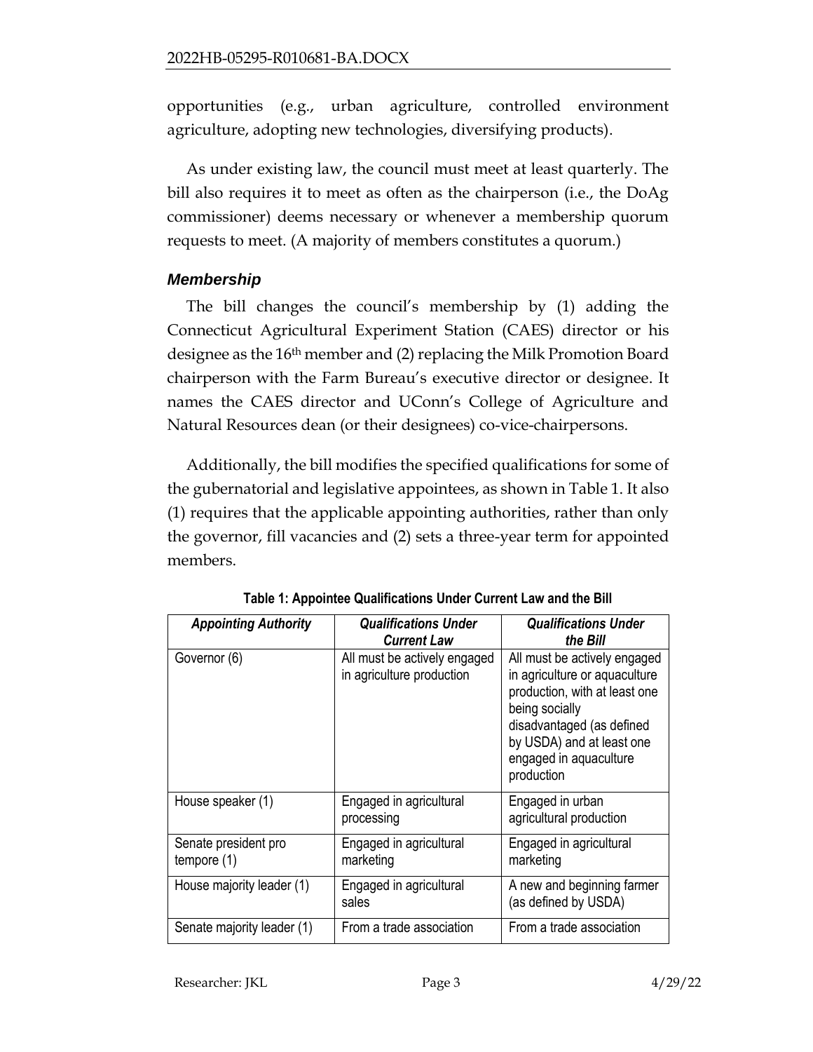opportunities (e.g., urban agriculture, controlled environment agriculture, adopting new technologies, diversifying products).

As under existing law, the council must meet at least quarterly. The bill also requires it to meet as often as the chairperson (i.e., the DoAg commissioner) deems necessary or whenever a membership quorum requests to meet. (A majority of members constitutes a quorum.)

### *Membership*

The bill changes the council's membership by (1) adding the Connecticut Agricultural Experiment Station (CAES) director or his designee as the 16th member and (2) replacing the Milk Promotion Board chairperson with the Farm Bureau's executive director or designee. It names the CAES director and UConn's College of Agriculture and Natural Resources dean (or their designees) co-vice-chairpersons.

Additionally, the bill modifies the specified qualifications for some of the gubernatorial and legislative appointees, as shown in Table 1. It also (1) requires that the applicable appointing authorities, rather than only the governor, fill vacancies and (2) sets a three-year term for appointed members.

**Table 1: Appointee Qualifications Under Current Law and the Bill**

| *Appointing Authority* | *Qualifications Under Current Law* | *Qualifications Under the Bill* |
|---|---|---|
| Governor (6) | All must be actively engaged in agriculture production | All must be actively engaged in agriculture or aquaculture production, with at least one being socially disadvantaged (as defined by USDA) and at least one engaged in aquaculture production |
| House speaker (1) | Engaged in agricultural processing | Engaged in urban agricultural production |
| Senate president pro tempore (1) | Engaged in agricultural marketing | Engaged in agricultural marketing |
| House majority leader (1) | Engaged in agricultural sales | A new and beginning farmer (as defined by USDA) |
| Senate majority leader (1) | From a trade association | From a trade association |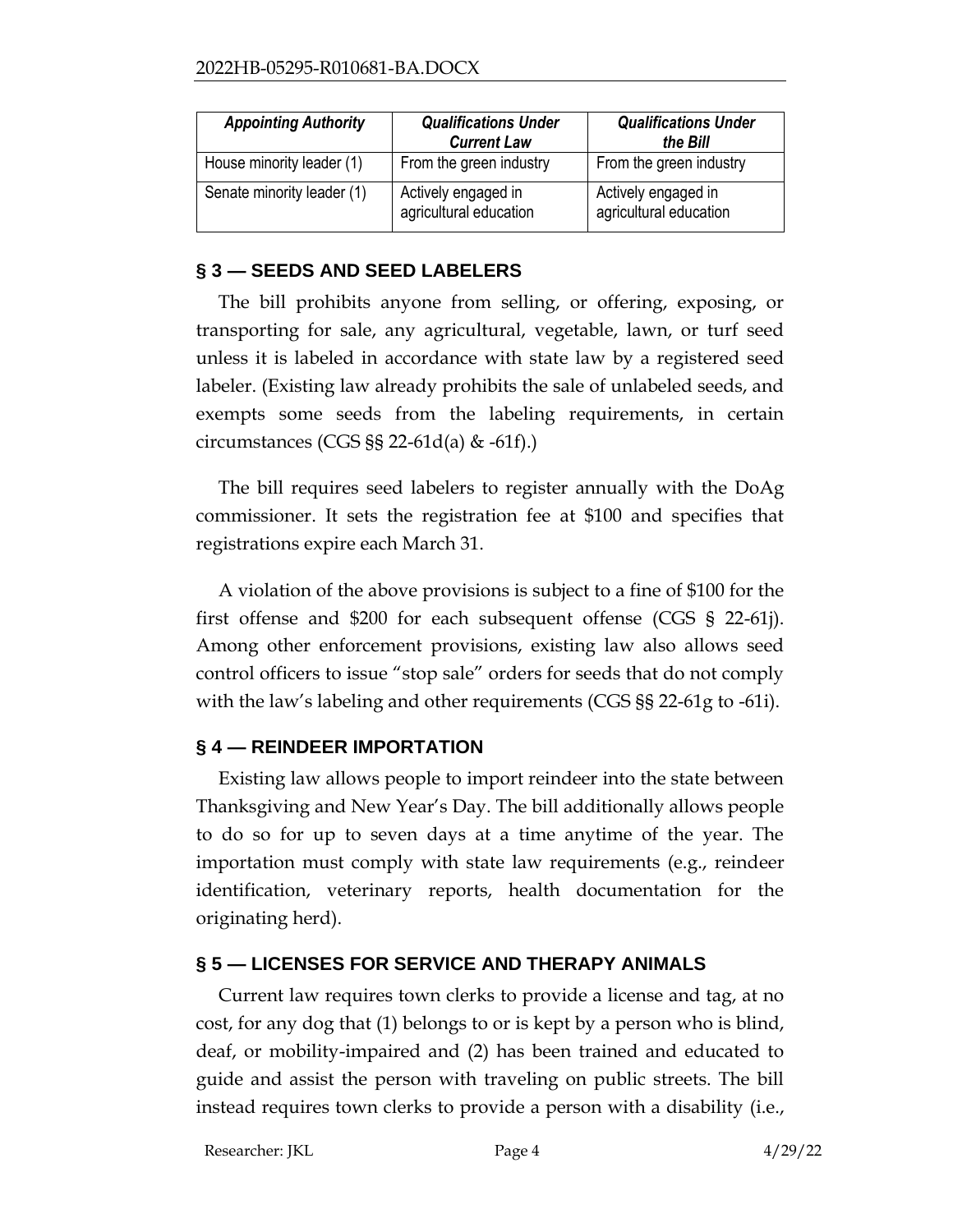| *Appointing Authority* | *Qualifications Under Current Law* | *Qualifications Under the Bill* |
|---|---|---|
| House minority leader (1) | From the green industry | From the green industry |
| Senate minority leader (1) | Actively engaged in agricultural education | Actively engaged in agricultural education |

## § 3 — SEEDS AND SEED LABELERS

The bill prohibits anyone from selling, or offering, exposing, or transporting for sale, any agricultural, vegetable, lawn, or turf seed unless it is labeled in accordance with state law by a registered seed labeler. (Existing law already prohibits the sale of unlabeled seeds, and exempts some seeds from the labeling requirements, in certain circumstances (CGS §§ 22-61d(a) & -61f).)

The bill requires seed labelers to register annually with the DoAg commissioner. It sets the registration fee at $100 and specifies that registrations expire each March 31.

A violation of the above provisions is subject to a fine of $100 for the first offense and $200 for each subsequent offense (CGS § 22-61j). Among other enforcement provisions, existing law also allows seed control officers to issue "stop sale" orders for seeds that do not comply with the law's labeling and other requirements (CGS §§ 22-61g to -61i).

## § 4 — REINDEER IMPORTATION

Existing law allows people to import reindeer into the state between Thanksgiving and New Year's Day. The bill additionally allows people to do so for up to seven days at a time anytime of the year. The importation must comply with state law requirements (e.g., reindeer identification, veterinary reports, health documentation for the originating herd).

## § 5 — LICENSES FOR SERVICE AND THERAPY ANIMALS

Current law requires town clerks to provide a license and tag, at no cost, for any dog that (1) belongs to or is kept by a person who is blind, deaf, or mobility-impaired and (2) has been trained and educated to guide and assist the person with traveling on public streets. The bill instead requires town clerks to provide a person with a disability (i.e.,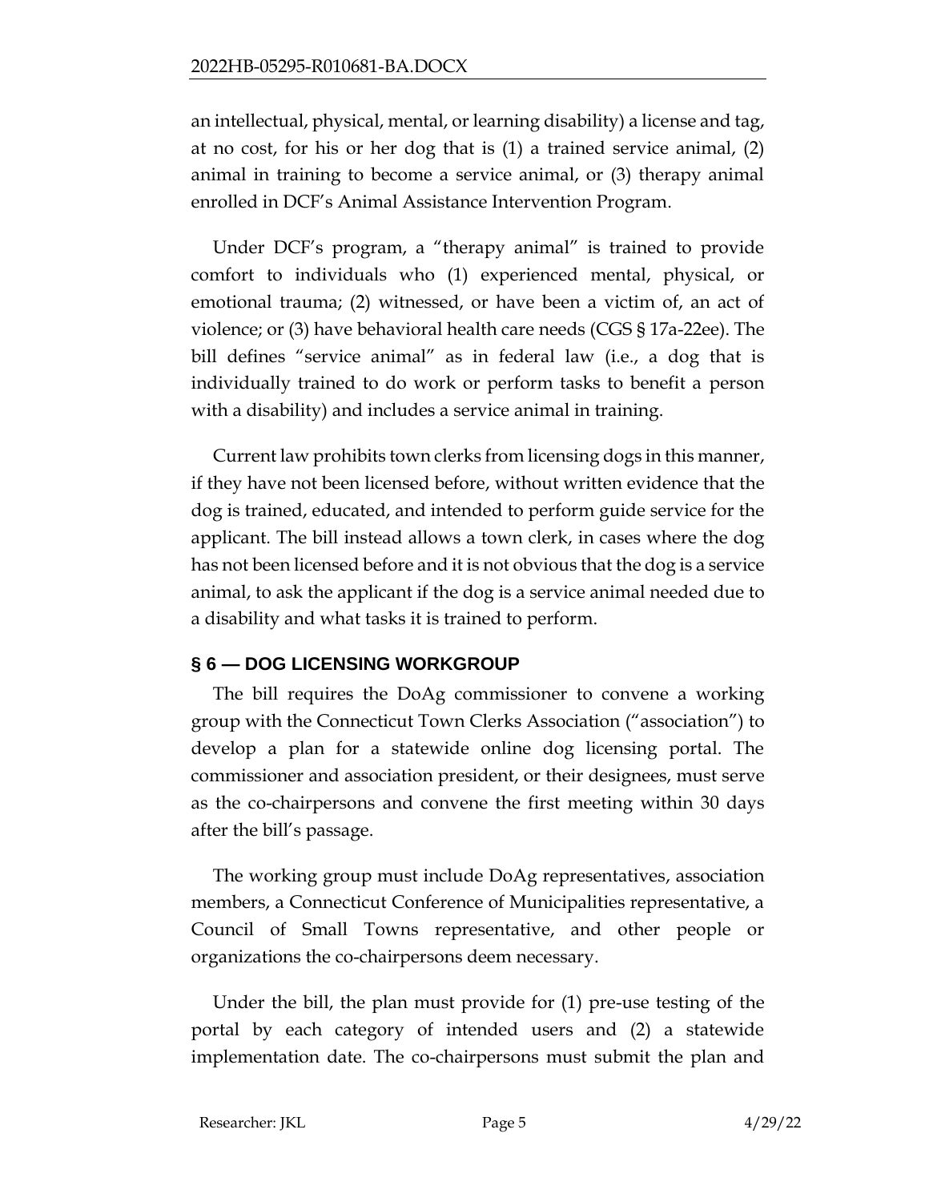an intellectual, physical, mental, or learning disability) a license and tag, at no cost, for his or her dog that is (1) a trained service animal, (2) animal in training to become a service animal, or (3) therapy animal enrolled in DCF's Animal Assistance Intervention Program.

Under DCF's program, a "therapy animal" is trained to provide comfort to individuals who (1) experienced mental, physical, or emotional trauma; (2) witnessed, or have been a victim of, an act of violence; or (3) have behavioral health care needs (CGS § 17a-22ee). The bill defines "service animal" as in federal law (i.e., a dog that is individually trained to do work or perform tasks to benefit a person with a disability) and includes a service animal in training.

Current law prohibits town clerks from licensing dogs in this manner, if they have not been licensed before, without written evidence that the dog is trained, educated, and intended to perform guide service for the applicant. The bill instead allows a town clerk, in cases where the dog has not been licensed before and it is not obvious that the dog is a service animal, to ask the applicant if the dog is a service animal needed due to a disability and what tasks it is trained to perform.

## § 6 — DOG LICENSING WORKGROUP

The bill requires the DoAg commissioner to convene a working group with the Connecticut Town Clerks Association ("association") to develop a plan for a statewide online dog licensing portal. The commissioner and association president, or their designees, must serve as the co-chairpersons and convene the first meeting within 30 days after the bill's passage.

The working group must include DoAg representatives, association members, a Connecticut Conference of Municipalities representative, a Council of Small Towns representative, and other people or organizations the co-chairpersons deem necessary.

Under the bill, the plan must provide for (1) pre-use testing of the portal by each category of intended users and (2) a statewide implementation date. The co-chairpersons must submit the plan and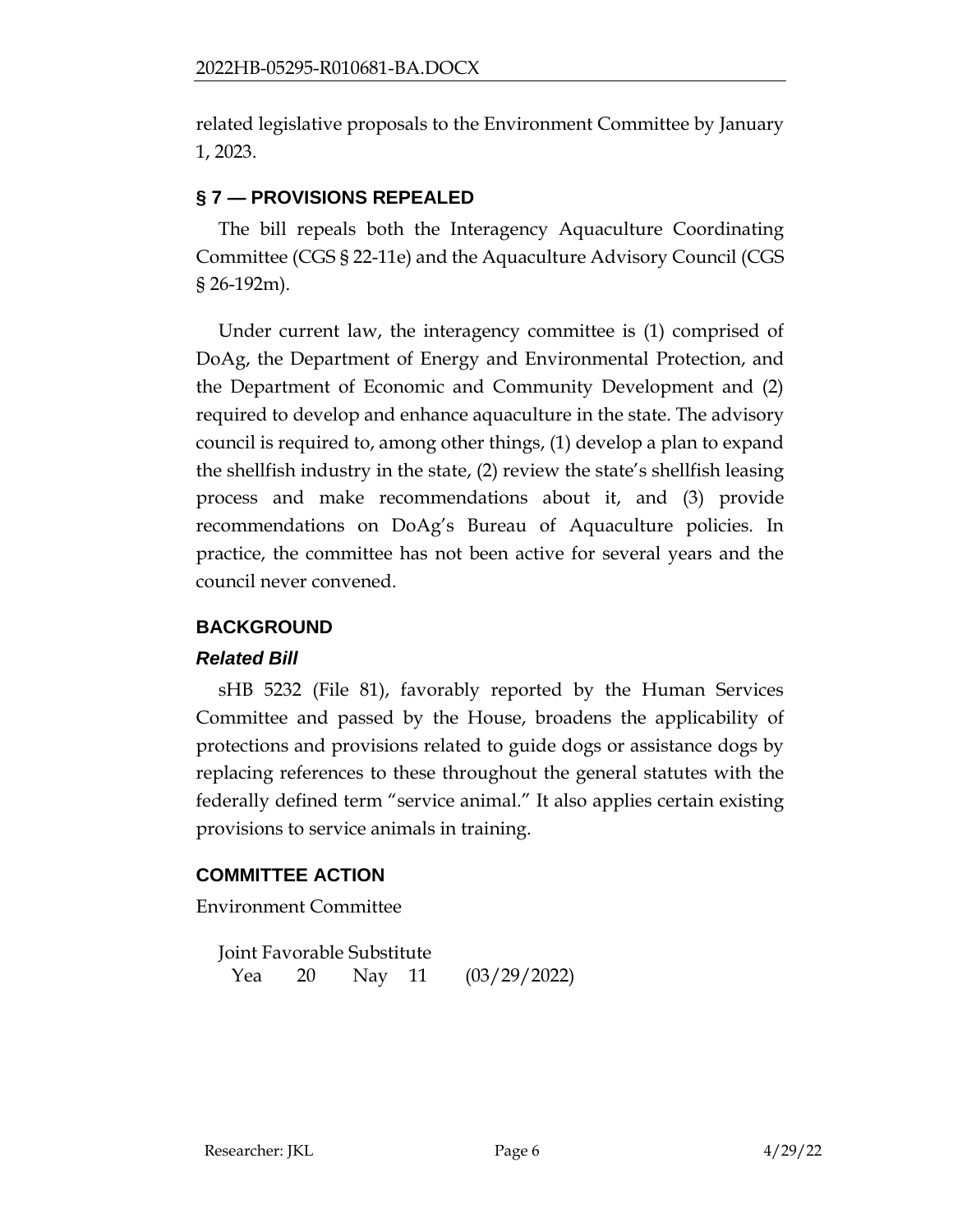related legislative proposals to the Environment Committee by January 1, 2023.

## § 7 — PROVISIONS REPEALED

The bill repeals both the Interagency Aquaculture Coordinating Committee (CGS § 22-11e) and the Aquaculture Advisory Council (CGS § 26-192m).

Under current law, the interagency committee is (1) comprised of DoAg, the Department of Energy and Environmental Protection, and the Department of Economic and Community Development and (2) required to develop and enhance aquaculture in the state. The advisory council is required to, among other things, (1) develop a plan to expand the shellfish industry in the state, (2) review the state's shellfish leasing process and make recommendations about it, and (3) provide recommendations on DoAg's Bureau of Aquaculture policies. In practice, the committee has not been active for several years and the council never convened.

## BACKGROUND

### *Related Bill*

sHB 5232 (File 81), favorably reported by the Human Services Committee and passed by the House, broadens the applicability of protections and provisions related to guide dogs or assistance dogs by replacing references to these throughout the general statutes with the federally defined term "service animal." It also applies certain existing provisions to service animals in training.

## COMMITTEE ACTION

Environment Committee

Joint Favorable Substitute
Yea 20 Nay 11 (03/29/2022)